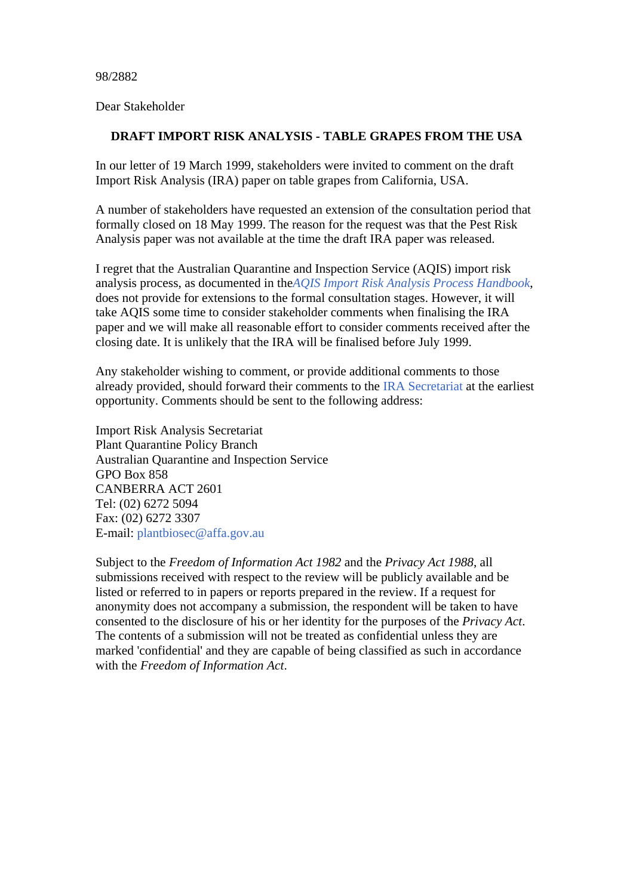98/2882

Dear Stakeholder

**DRAFT IMPORT RISK ANALYSIS - TABLE GRAPES FROM THE USA**

In our letter of 19 March 1999, stakeholders were invited to comment on the draft Import Risk Analysis (IRA) paper on table grapes from California, USA.

A number of stakeholders have requested an extension of the consultation period that formally closed on 18 May 1999. The reason for the request was that the Pest Risk Analysis paper was not available at the time the draft IRA paper was released.

I regret that the Australian Quarantine and Inspection Service (AQIS) import risk analysis process, as documented in the *AQIS Import Risk Analysis Process Handbook*, does not provide for extensions to the formal consultation stages. However, it will take AQIS some time to consider stakeholder comments when finalising the IRA paper and we will make all reasonable effort to consider comments received after the closing date. It is unlikely that the IRA will be finalised before July 1999.

Any stakeholder wishing to comment, or provide additional comments to those already provided, should forward their comments to the IRA Secretariat at the earliest opportunity. Comments should be sent to the following address:

Import Risk Analysis Secretariat
Plant Quarantine Policy Branch
Australian Quarantine and Inspection Service
GPO Box 858
CANBERRA ACT 2601
Tel: (02) 6272 5094
Fax: (02) 6272 3307
E-mail: plantbiosec@affa.gov.au

Subject to the *Freedom of Information Act 1982* and the *Privacy Act 1988*, all submissions received with respect to the review will be publicly available and be listed or referred to in papers or reports prepared in the review. If a request for anonymity does not accompany a submission, the respondent will be taken to have consented to the disclosure of his or her identity for the purposes of the *Privacy Act*. The contents of a submission will not be treated as confidential unless they are marked 'confidential' and they are capable of being classified as such in accordance with the *Freedom of Information Act*.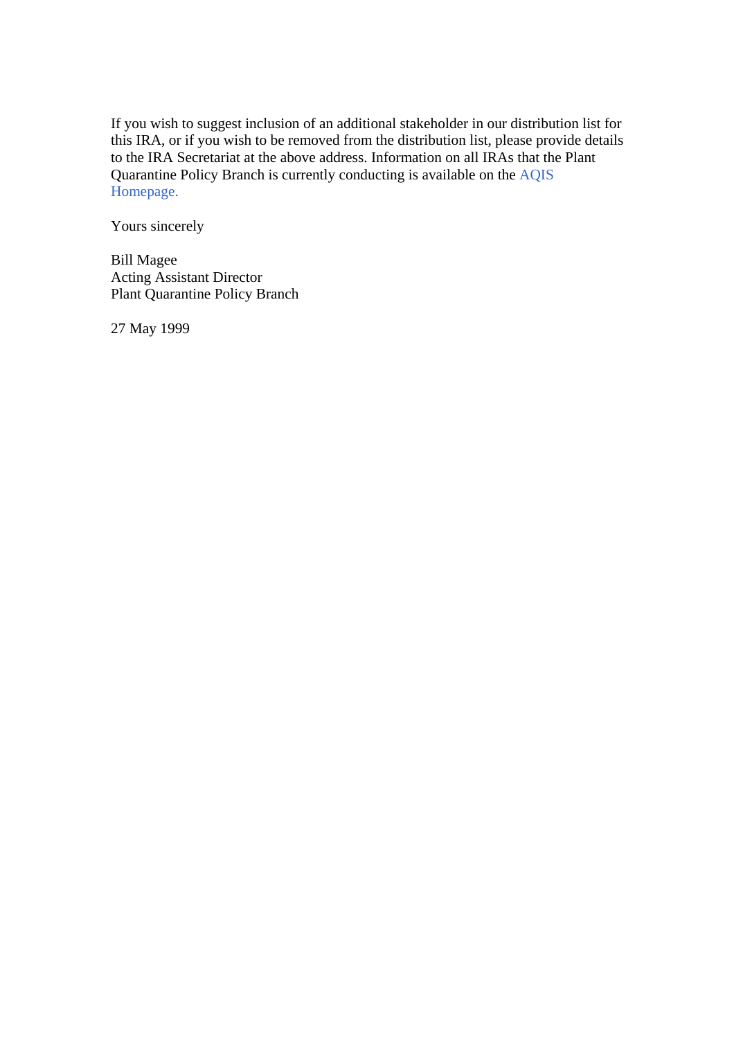If you wish to suggest inclusion of an additional stakeholder in our distribution list for this IRA, or if you wish to be removed from the distribution list, please provide details to the IRA Secretariat at the above address. Information on all IRAs that the Plant Quarantine Policy Branch is currently conducting is available on the AQIS Homepage.

Yours sincerely

Bill Magee
Acting Assistant Director
Plant Quarantine Policy Branch

27 May 1999